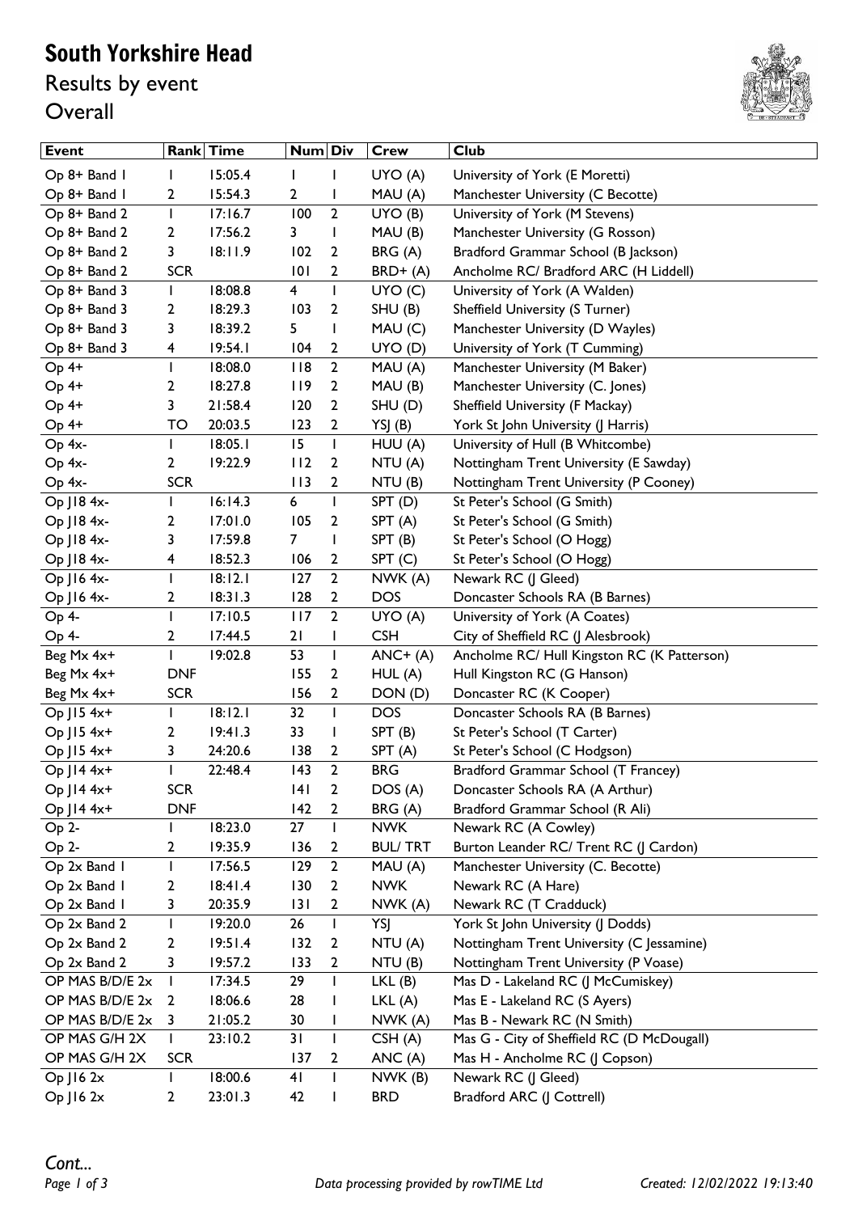# South Yorkshire Head

Results by event

Overall

| Event | Rank | Time | Num | Div | Crew | Club |
|---|---|---|---|---|---|---|
| Op 8+ Band 1 | 1 | 15:05.4 | 1 | 1 | UYO (A) | University of York (E Moretti) |
| Op 8+ Band 1 | 2 | 15:54.3 | 2 | 1 | MAU (A) | Manchester University (C Becotte) |
| Op 8+ Band 2 | 1 | 17:16.7 | 100 | 2 | UYO (B) | University of York (M Stevens) |
| Op 8+ Band 2 | 2 | 17:56.2 | 3 | 1 | MAU (B) | Manchester University (G Rosson) |
| Op 8+ Band 2 | 3 | 18:11.9 | 102 | 2 | BRG (A) | Bradford Grammar School (B Jackson) |
| Op 8+ Band 2 | SCR | | 101 | 2 | BRD+ (A) | Ancholme RC/ Bradford ARC (H Liddell) |
| Op 8+ Band 3 | 1 | 18:08.8 | 4 | 1 | UYO (C) | University of York (A Walden) |
| Op 8+ Band 3 | 2 | 18:29.3 | 103 | 2 | SHU (B) | Sheffield University (S Turner) |
| Op 8+ Band 3 | 3 | 18:39.2 | 5 | 1 | MAU (C) | Manchester University (D Wayles) |
| Op 8+ Band 3 | 4 | 19:54.1 | 104 | 2 | UYO (D) | University of York (T Cumming) |
| Op 4+ | 1 | 18:08.0 | 118 | 2 | MAU (A) | Manchester University (M Baker) |
| Op 4+ | 2 | 18:27.8 | 119 | 2 | MAU (B) | Manchester University (C. Jones) |
| Op 4+ | 3 | 21:58.4 | 120 | 2 | SHU (D) | Sheffield University (F Mackay) |
| Op 4+ | TO | 20:03.5 | 123 | 2 | YSJ (B) | York St John University (J Harris) |
| Op 4x- | 1 | 18:05.1 | 15 | 1 | HUU (A) | University of Hull (B Whitcombe) |
| Op 4x- | 2 | 19:22.9 | 112 | 2 | NTU (A) | Nottingham Trent University (E Sawday) |
| Op 4x- | SCR | | 113 | 2 | NTU (B) | Nottingham Trent University (P Cooney) |
| Op J18 4x- | 1 | 16:14.3 | 6 | 1 | SPT (D) | St Peter's School (G Smith) |
| Op J18 4x- | 2 | 17:01.0 | 105 | 2 | SPT (A) | St Peter's School (G Smith) |
| Op J18 4x- | 3 | 17:59.8 | 7 | 1 | SPT (B) | St Peter's School (O Hogg) |
| Op J18 4x- | 4 | 18:52.3 | 106 | 2 | SPT (C) | St Peter's School (O Hogg) |
| Op J16 4x- | 1 | 18:12.1 | 127 | 2 | NWK (A) | Newark RC (J Gleed) |
| Op J16 4x- | 2 | 18:31.3 | 128 | 2 | DOS | Doncaster Schools RA (B Barnes) |
| Op 4- | 1 | 17:10.5 | 117 | 2 | UYO (A) | University of York (A Coates) |
| Op 4- | 2 | 17:44.5 | 21 | 1 | CSH | City of Sheffield RC (J Alesbrook) |
| Beg Mx 4x+ | 1 | 19:02.8 | 53 | 1 | ANC+ (A) | Ancholme RC/ Hull Kingston RC (K Patterson) |
| Beg Mx 4x+ | DNF | | 155 | 2 | HUL (A) | Hull Kingston RC (G Hanson) |
| Beg Mx 4x+ | SCR | | 156 | 2 | DON (D) | Doncaster RC (K Cooper) |
| Op J15 4x+ | 1 | 18:12.1 | 32 | 1 | DOS | Doncaster Schools RA (B Barnes) |
| Op J15 4x+ | 2 | 19:41.3 | 33 | 1 | SPT (B) | St Peter's School (T Carter) |
| Op J15 4x+ | 3 | 24:20.6 | 138 | 2 | SPT (A) | St Peter's School (C Hodgson) |
| Op J14 4x+ | 1 | 22:48.4 | 143 | 2 | BRG | Bradford Grammar School (T Francey) |
| Op J14 4x+ | SCR | | 141 | 2 | DOS (A) | Doncaster Schools RA (A Arthur) |
| Op J14 4x+ | DNF | | 142 | 2 | BRG (A) | Bradford Grammar School (R Ali) |
| Op 2- | 1 | 18:23.0 | 27 | 1 | NWK | Newark RC (A Cowley) |
| Op 2- | 2 | 19:35.9 | 136 | 2 | BUL/ TRT | Burton Leander RC/ Trent RC (J Cardon) |
| Op 2x Band 1 | 1 | 17:56.5 | 129 | 2 | MAU (A) | Manchester University (C. Becotte) |
| Op 2x Band 1 | 2 | 18:41.4 | 130 | 2 | NWK | Newark RC (A Hare) |
| Op 2x Band 1 | 3 | 20:35.9 | 131 | 2 | NWK (A) | Newark RC (T Cradduck) |
| Op 2x Band 2 | 1 | 19:20.0 | 26 | 1 | YSJ | York St John University (J Dodds) |
| Op 2x Band 2 | 2 | 19:51.4 | 132 | 2 | NTU (A) | Nottingham Trent University (C Jessamine) |
| Op 2x Band 2 | 3 | 19:57.2 | 133 | 2 | NTU (B) | Nottingham Trent University (P Voase) |
| OP MAS B/D/E 2x | 1 | 17:34.5 | 29 | 1 | LKL (B) | Mas D - Lakeland RC (J McCumiskey) |
| OP MAS B/D/E 2x | 2 | 18:06.6 | 28 | 1 | LKL (A) | Mas E - Lakeland RC (S Ayers) |
| OP MAS B/D/E 2x | 3 | 21:05.2 | 30 | 1 | NWK (A) | Mas B - Newark RC (N Smith) |
| OP MAS G/H 2X | 1 | 23:10.2 | 31 | 1 | CSH (A) | Mas G - City of Sheffield RC (D McDougall) |
| OP MAS G/H 2X | SCR | | 137 | 2 | ANC (A) | Mas H - Ancholme RC (J Copson) |
| Op J16 2x | 1 | 18:00.6 | 41 | 1 | NWK (B) | Newark RC (J Gleed) |
| Op J16 2x | 2 | 23:01.3 | 42 | 1 | BRD | Bradford ARC (J Cottrell) |

*Cont...*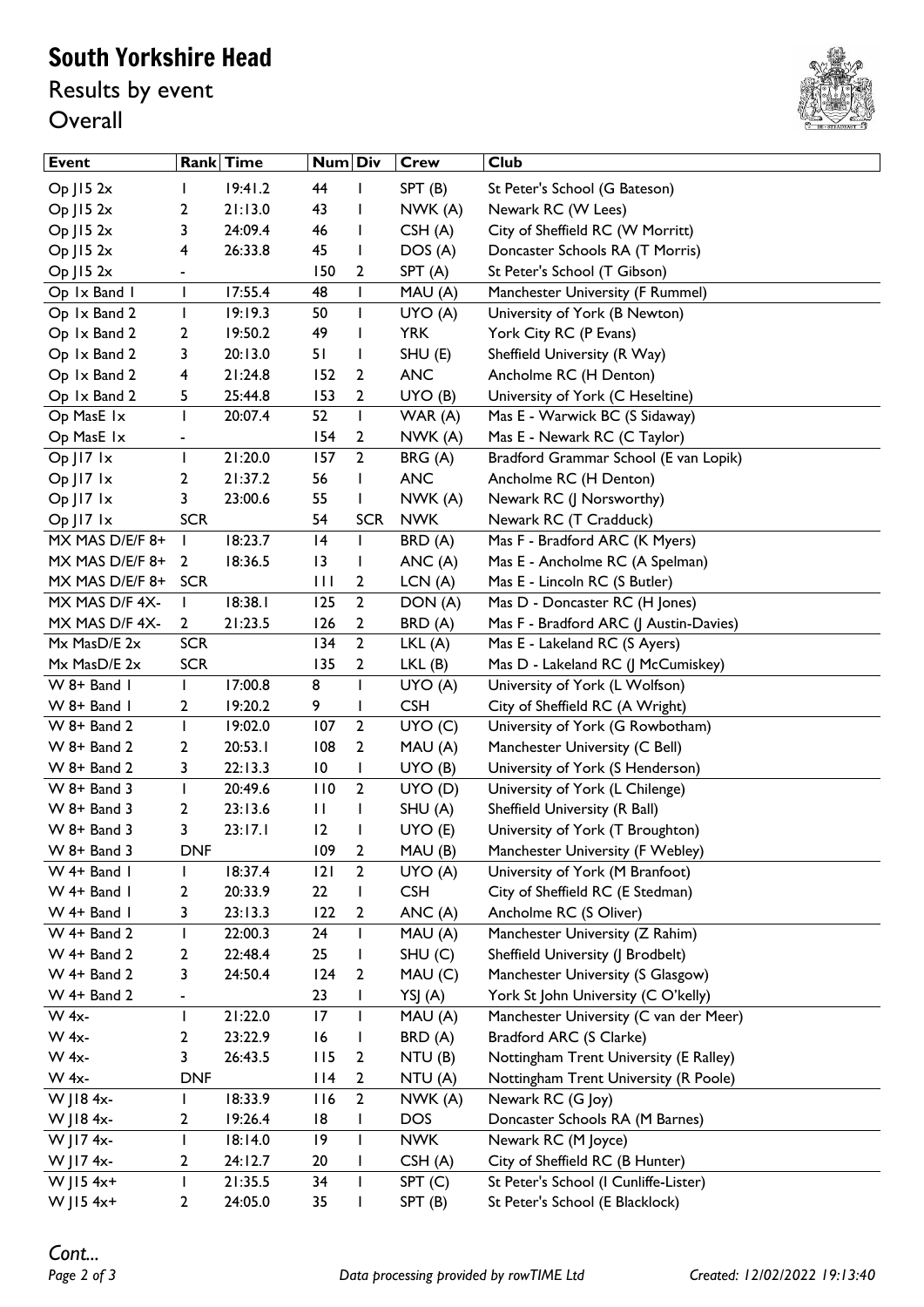# South Yorkshire Head

## Results by event

## Overall

| Event | Rank | Time | Num | Div | Crew | Club |
|---|---|---|---|---|---|---|
| Op J15 2x | 1 | 19:41.2 | 44 | 1 | SPT (B) | St Peter's School (G Bateson) |
| Op J15 2x | 2 | 21:13.0 | 43 | 1 | NWK (A) | Newark RC (W Lees) |
| Op J15 2x | 3 | 24:09.4 | 46 | 1 | CSH (A) | City of Sheffield RC (W Morritt) |
| Op J15 2x | 4 | 26:33.8 | 45 | 1 | DOS (A) | Doncaster Schools RA (T Morris) |
| Op J15 2x | - | | 150 | 2 | SPT (A) | St Peter's School (T Gibson) |
| Op 1x Band 1 | 1 | 17:55.4 | 48 | 1 | MAU (A) | Manchester University (F Rummel) |
| Op 1x Band 2 | 1 | 19:19.3 | 50 | 1 | UYO (A) | University of York (B Newton) |
| Op 1x Band 2 | 2 | 19:50.2 | 49 | 1 | YRK | York City RC (P Evans) |
| Op 1x Band 2 | 3 | 20:13.0 | 51 | 1 | SHU (E) | Sheffield University (R Way) |
| Op 1x Band 2 | 4 | 21:24.8 | 152 | 2 | ANC | Ancholme RC (H Denton) |
| Op 1x Band 2 | 5 | 25:44.8 | 153 | 2 | UYO (B) | University of York (C Heseltine) |
| Op MasE 1x | 1 | 20:07.4 | 52 | 1 | WAR (A) | Mas E - Warwick BC (S Sidaway) |
| Op MasE 1x | - | | 154 | 2 | NWK (A) | Mas E - Newark RC (C Taylor) |
| Op J17 1x | 1 | 21:20.0 | 157 | 2 | BRG (A) | Bradford Grammar School (E van Lopik) |
| Op J17 1x | 2 | 21:37.2 | 56 | 1 | ANC | Ancholme RC (H Denton) |
| Op J17 1x | 3 | 23:00.6 | 55 | 1 | NWK (A) | Newark RC (J Norsworthy) |
| Op J17 1x | SCR | | 54 | SCR | NWK | Newark RC (T Cradduck) |
| MX MAS D/E/F 8+ | 1 | 18:23.7 | 14 | 1 | BRD (A) | Mas F - Bradford ARC (K Myers) |
| MX MAS D/E/F 8+ | 2 | 18:36.5 | 13 | 1 | ANC (A) | Mas E - Ancholme RC (A Spelman) |
| MX MAS D/E/F 8+ | SCR | | 111 | 2 | LCN (A) | Mas E - Lincoln RC (S Butler) |
| MX MAS D/F 4X- | 1 | 18:38.1 | 125 | 2 | DON (A) | Mas D - Doncaster RC (H Jones) |
| MX MAS D/F 4X- | 2 | 21:23.5 | 126 | 2 | BRD (A) | Mas F - Bradford ARC (J Austin-Davies) |
| Mx MasD/E 2x | SCR | | 134 | 2 | LKL (A) | Mas E - Lakeland RC (S Ayers) |
| Mx MasD/E 2x | SCR | | 135 | 2 | LKL (B) | Mas D - Lakeland RC (J McCumiskey) |
| W 8+ Band 1 | 1 | 17:00.8 | 8 | 1 | UYO (A) | University of York (L Wolfson) |
| W 8+ Band 1 | 2 | 19:20.2 | 9 | 1 | CSH | City of Sheffield RC (A Wright) |
| W 8+ Band 2 | 1 | 19:02.0 | 107 | 2 | UYO (C) | University of York (G Rowbotham) |
| W 8+ Band 2 | 2 | 20:53.1 | 108 | 2 | MAU (A) | Manchester University (C Bell) |
| W 8+ Band 2 | 3 | 22:13.3 | 10 | 1 | UYO (B) | University of York (S Henderson) |
| W 8+ Band 3 | 1 | 20:49.6 | 110 | 2 | UYO (D) | University of York (L Chilenge) |
| W 8+ Band 3 | 2 | 23:13.6 | 11 | 1 | SHU (A) | Sheffield University (R Ball) |
| W 8+ Band 3 | 3 | 23:17.1 | 12 | 1 | UYO (E) | University of York (T Broughton) |
| W 8+ Band 3 | DNF | | 109 | 2 | MAU (B) | Manchester University (F Webley) |
| W 4+ Band 1 | 1 | 18:37.4 | 121 | 2 | UYO (A) | University of York (M Branfoot) |
| W 4+ Band 1 | 2 | 20:33.9 | 22 | 1 | CSH | City of Sheffield RC (E Stedman) |
| W 4+ Band 1 | 3 | 23:13.3 | 122 | 2 | ANC (A) | Ancholme RC (S Oliver) |
| W 4+ Band 2 | 1 | 22:00.3 | 24 | 1 | MAU (A) | Manchester University (Z Rahim) |
| W 4+ Band 2 | 2 | 22:48.4 | 25 | 1 | SHU (C) | Sheffield University (J Brodbelt) |
| W 4+ Band 2 | 3 | 24:50.4 | 124 | 2 | MAU (C) | Manchester University (S Glasgow) |
| W 4+ Band 2 | - | | 23 | 1 | YSJ (A) | York St John University (C O'kelly) |
| W 4x- | 1 | 21:22.0 | 17 | 1 | MAU (A) | Manchester University (C van der Meer) |
| W 4x- | 2 | 23:22.9 | 16 | 1 | BRD (A) | Bradford ARC (S Clarke) |
| W 4x- | 3 | 26:43.5 | 115 | 2 | NTU (B) | Nottingham Trent University (E Ralley) |
| W 4x- | DNF | | 114 | 2 | NTU (A) | Nottingham Trent University (R Poole) |
| W J18 4x- | 1 | 18:33.9 | 116 | 2 | NWK (A) | Newark RC (G Joy) |
| W J18 4x- | 2 | 19:26.4 | 18 | 1 | DOS | Doncaster Schools RA (M Barnes) |
| W J17 4x- | 1 | 18:14.0 | 19 | 1 | NWK | Newark RC (M Joyce) |
| W J17 4x- | 2 | 24:12.7 | 20 | 1 | CSH (A) | City of Sheffield RC (B Hunter) |
| W J15 4x+ | 1 | 21:35.5 | 34 | 1 | SPT (C) | St Peter's School (I Cunliffe-Lister) |
| W J15 4x+ | 2 | 24:05.0 | 35 | 1 | SPT (B) | St Peter's School (E Blacklock) |

*Cont...*

Data processing provided by rowTIME Ltd

Created: 12/02/2022 19:13:40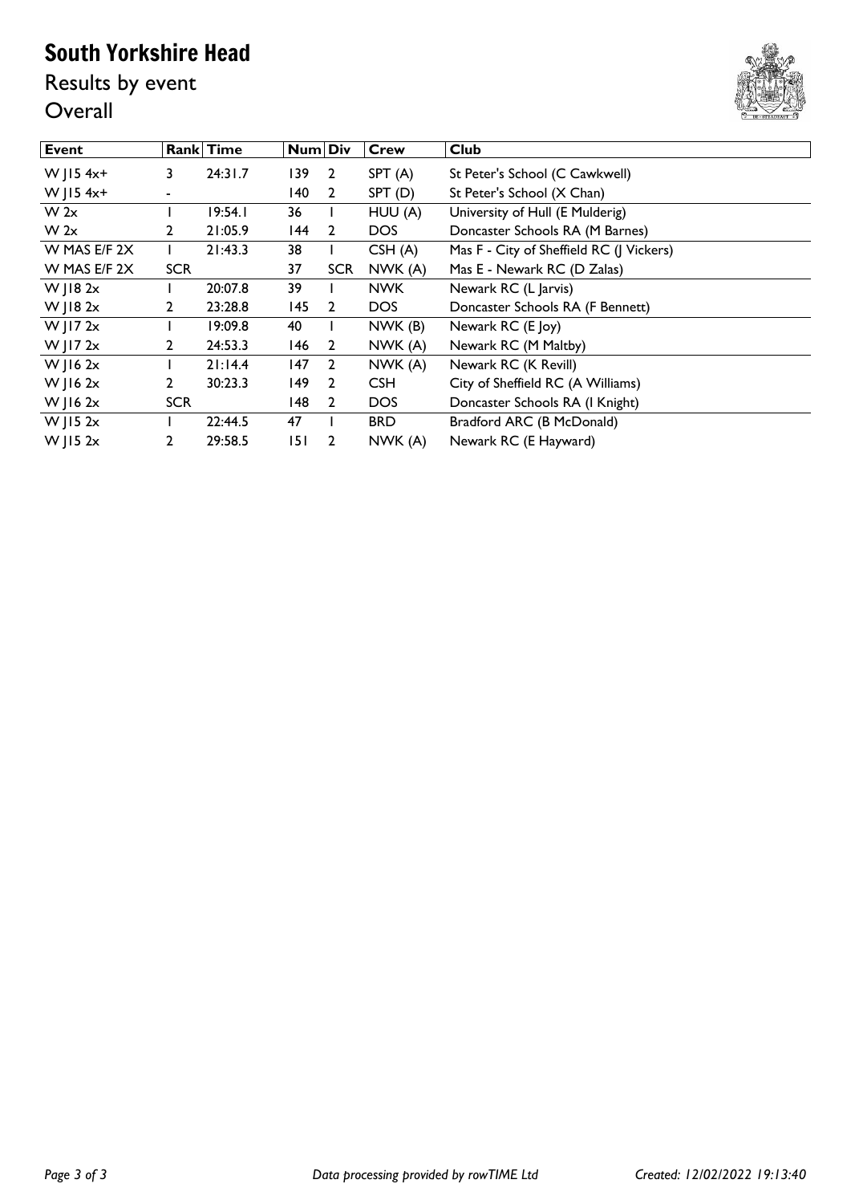# South Yorkshire Head

Results by event

Overall

| Event | Rank | Time | Num | Div | Crew | Club |
|---|---|---|---|---|---|---|
| W J15 4x+ | 3 | 24:31.7 | 139 | 2 | SPT (A) | St Peter's School (C Cawkwell) |
| W J15 4x+ | - | | 140 | 2 | SPT (D) | St Peter's School (X Chan) |
| W 2x | 1 | 19:54.1 | 36 | 1 | HUU (A) | University of Hull (E Mulderig) |
| W 2x | 2 | 21:05.9 | 144 | 2 | DOS | Doncaster Schools RA (M Barnes) |
| W MAS E/F 2X | 1 | 21:43.3 | 38 | 1 | CSH (A) | Mas F - City of Sheffield RC (J Vickers) |
| W MAS E/F 2X | SCR | | 37 | SCR | NWK (A) | Mas E - Newark RC (D Zalas) |
| W J18 2x | 1 | 20:07.8 | 39 | 1 | NWK | Newark RC (L Jarvis) |
| W J18 2x | 2 | 23:28.8 | 145 | 2 | DOS | Doncaster Schools RA (F Bennett) |
| W J17 2x | 1 | 19:09.8 | 40 | 1 | NWK (B) | Newark RC (E Joy) |
| W J17 2x | 2 | 24:53.3 | 146 | 2 | NWK (A) | Newark RC (M Maltby) |
| W J16 2x | 1 | 21:14.4 | 147 | 2 | NWK (A) | Newark RC (K Revill) |
| W J16 2x | 2 | 30:23.3 | 149 | 2 | CSH | City of Sheffield RC (A Williams) |
| W J16 2x | SCR | | 148 | 2 | DOS | Doncaster Schools RA (I Knight) |
| W J15 2x | 1 | 22:44.5 | 47 | 1 | BRD | Bradford ARC (B McDonald) |
| W J15 2x | 2 | 29:58.5 | 151 | 2 | NWK (A) | Newark RC (E Hayward) |

*Data processing provided by rowTIME Ltd*

*Created: 12/02/2022 19:13:40*